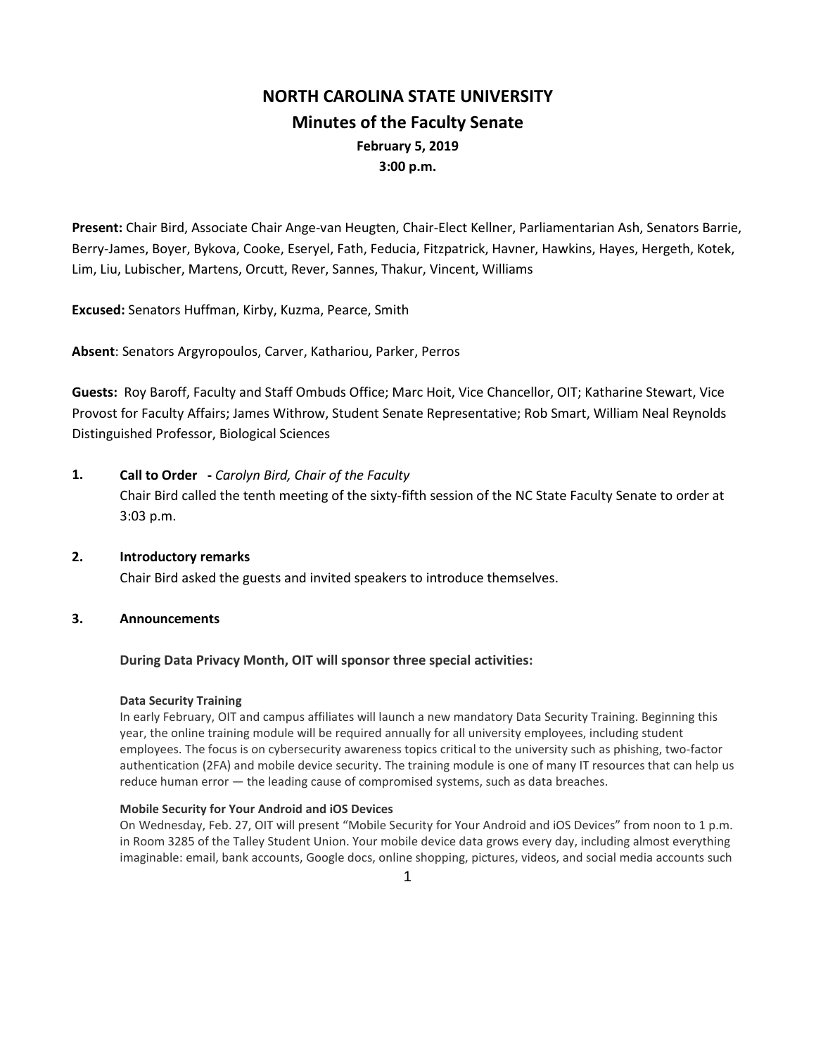# NORTH CAROLINA STATE UNIVERSITY

## Minutes of the Faculty Senate

**February 5, 2019**
**3:00 p.m.**

**Present:** Chair Bird, Associate Chair Ange-van Heugten, Chair-Elect Kellner, Parliamentarian Ash, Senators Barrie, Berry-James, Boyer, Bykova, Cooke, Eseryel, Fath, Feducia, Fitzpatrick, Havner, Hawkins, Hayes, Hergeth, Kotek, Lim, Liu, Lubischer, Martens, Orcutt, Rever, Sannes, Thakur, Vincent, Williams

**Excused:** Senators Huffman, Kirby, Kuzma, Pearce, Smith

**Absent**: Senators Argyropoulos, Carver, Kathariou, Parker, Perros

**Guests:** Roy Baroff, Faculty and Staff Ombuds Office; Marc Hoit, Vice Chancellor, OIT; Katharine Stewart, Vice Provost for Faculty Affairs; James Withrow, Student Senate Representative; Rob Smart, William Neal Reynolds Distinguished Professor, Biological Sciences

**1. Call to Order - ***Carolyn Bird, Chair of the Faculty*

Chair Bird called the tenth meeting of the sixty-fifth session of the NC State Faculty Senate to order at 3:03 p.m.

**2. Introductory remarks**

Chair Bird asked the guests and invited speakers to introduce themselves.

**3. Announcements**

**During Data Privacy Month, OIT will sponsor three special activities:**

**Data Security Training**

In early February, OIT and campus affiliates will launch a new mandatory Data Security Training. Beginning this year, the online training module will be required annually for all university employees, including student employees. The focus is on cybersecurity awareness topics critical to the university such as phishing, two-factor authentication (2FA) and mobile device security. The training module is one of many IT resources that can help us reduce human error — the leading cause of compromised systems, such as data breaches.

**Mobile Security for Your Android and iOS Devices**

On Wednesday, Feb. 27, OIT will present "Mobile Security for Your Android and iOS Devices" from noon to 1 p.m. in Room 3285 of the Talley Student Union. Your mobile device data grows every day, including almost everything imaginable: email, bank accounts, Google docs, online shopping, pictures, videos, and social media accounts such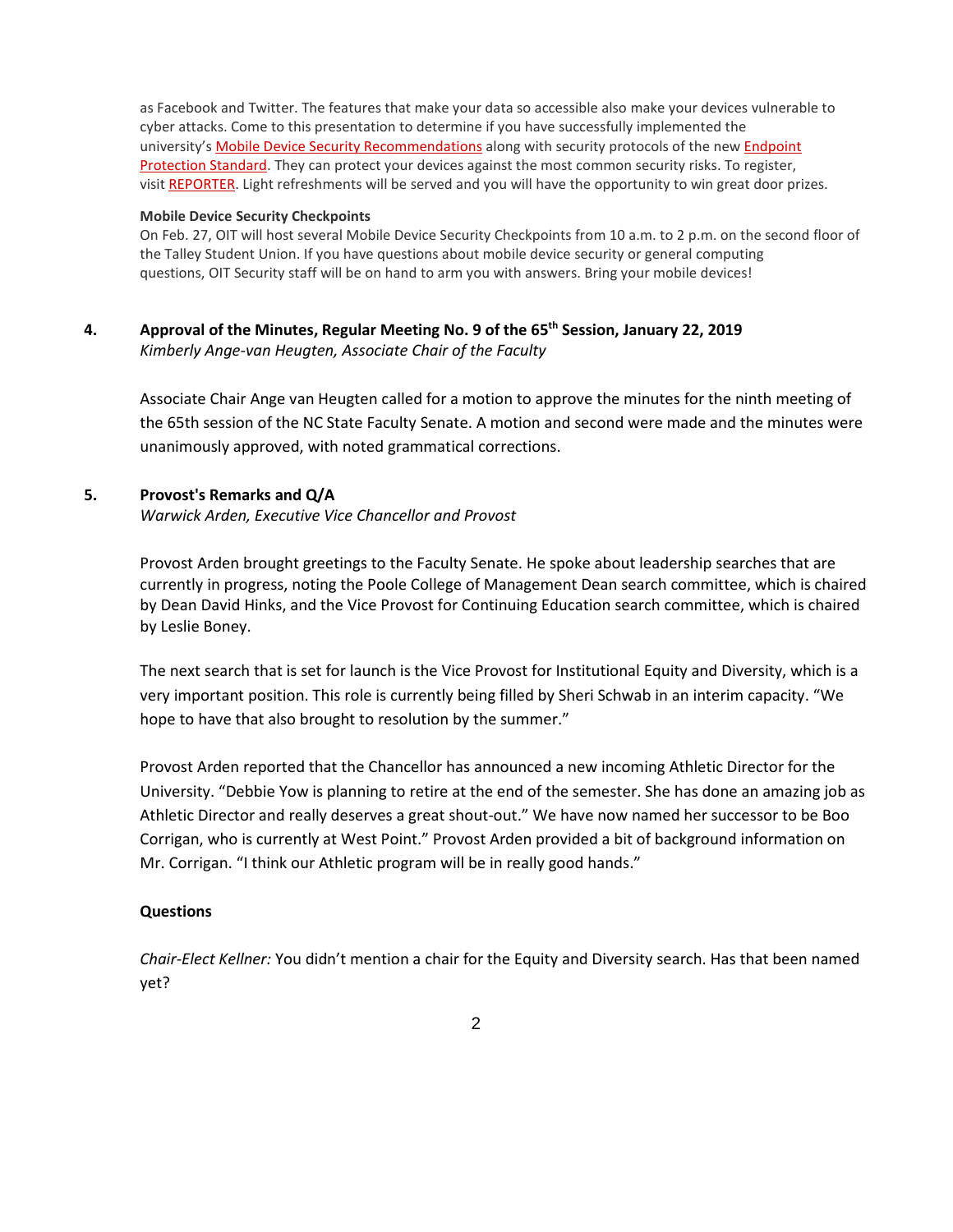as Facebook and Twitter. The features that make your data so accessible also make your devices vulnerable to cyber attacks. Come to this presentation to determine if you have successfully implemented the university's Mobile Device Security Recommendations along with security protocols of the new Endpoint Protection Standard. They can protect your devices against the most common security risks. To register, visit REPORTER. Light refreshments will be served and you will have the opportunity to win great door prizes.

**Mobile Device Security Checkpoints**
On Feb. 27, OIT will host several Mobile Device Security Checkpoints from 10 a.m. to 2 p.m. on the second floor of the Talley Student Union. If you have questions about mobile device security or general computing questions, OIT Security staff will be on hand to arm you with answers. Bring your mobile devices!

## 4. Approval of the Minutes, Regular Meeting No. 9 of the 65th Session, January 22, 2019

*Kimberly Ange-van Heugten, Associate Chair of the Faculty*

Associate Chair Ange van Heugten called for a motion to approve the minutes for the ninth meeting of the 65th session of the NC State Faculty Senate. A motion and second were made and the minutes were unanimously approved, with noted grammatical corrections.

## 5. Provost's Remarks and Q/A

*Warwick Arden, Executive Vice Chancellor and Provost*

Provost Arden brought greetings to the Faculty Senate. He spoke about leadership searches that are currently in progress, noting the Poole College of Management Dean search committee, which is chaired by Dean David Hinks, and the Vice Provost for Continuing Education search committee, which is chaired by Leslie Boney.

The next search that is set for launch is the Vice Provost for Institutional Equity and Diversity, which is a very important position. This role is currently being filled by Sheri Schwab in an interim capacity. "We hope to have that also brought to resolution by the summer."

Provost Arden reported that the Chancellor has announced a new incoming Athletic Director for the University. "Debbie Yow is planning to retire at the end of the semester. She has done an amazing job as Athletic Director and really deserves a great shout-out." We have now named her successor to be Boo Corrigan, who is currently at West Point." Provost Arden provided a bit of background information on Mr. Corrigan. "I think our Athletic program will be in really good hands."

**Questions**

*Chair-Elect Kellner:* You didn't mention a chair for the Equity and Diversity search. Has that been named yet?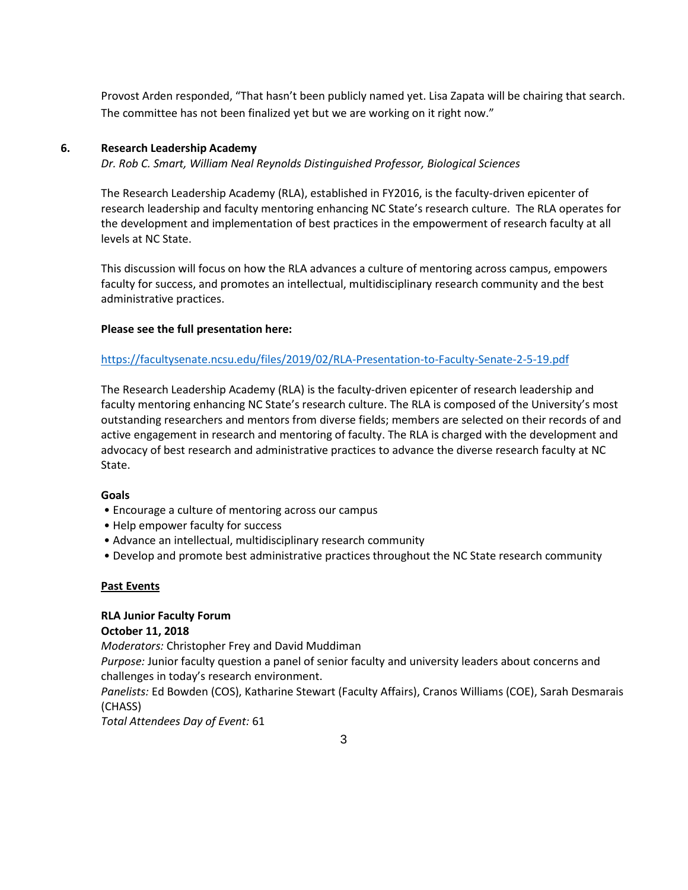Provost Arden responded, “That hasn’t been publicly named yet. Lisa Zapata will be chairing that search. The committee has not been finalized yet but we are working on it right now.”

## 6. Research Leadership Academy

*Dr. Rob C. Smart, William Neal Reynolds Distinguished Professor, Biological Sciences*

The Research Leadership Academy (RLA), established in FY2016, is the faculty-driven epicenter of research leadership and faculty mentoring enhancing NC State’s research culture. The RLA operates for the development and implementation of best practices in the empowerment of research faculty at all levels at NC State.

This discussion will focus on how the RLA advances a culture of mentoring across campus, empowers faculty for success, and promotes an intellectual, multidisciplinary research community and the best administrative practices.

**Please see the full presentation here:**

https://facultysenate.ncsu.edu/files/2019/02/RLA-Presentation-to-Faculty-Senate-2-5-19.pdf

The Research Leadership Academy (RLA) is the faculty-driven epicenter of research leadership and faculty mentoring enhancing NC State’s research culture. The RLA is composed of the University’s most outstanding researchers and mentors from diverse fields; members are selected on their records of and active engagement in research and mentoring of faculty. The RLA is charged with the development and advocacy of best research and administrative practices to advance the diverse research faculty at NC State.

**Goals**

- Encourage a culture of mentoring across our campus
- Help empower faculty for success
- Advance an intellectual, multidisciplinary research community
- Develop and promote best administrative practices throughout the NC State research community

**Past Events**

**RLA Junior Faculty Forum**
**October 11, 2018**
*Moderators:* Christopher Frey and David Muddiman
*Purpose:* Junior faculty question a panel of senior faculty and university leaders about concerns and challenges in today’s research environment.
*Panelists:* Ed Bowden (COS), Katharine Stewart (Faculty Affairs), Cranos Williams (COE), Sarah Desmarais (CHASS)
*Total Attendees Day of Event:* 61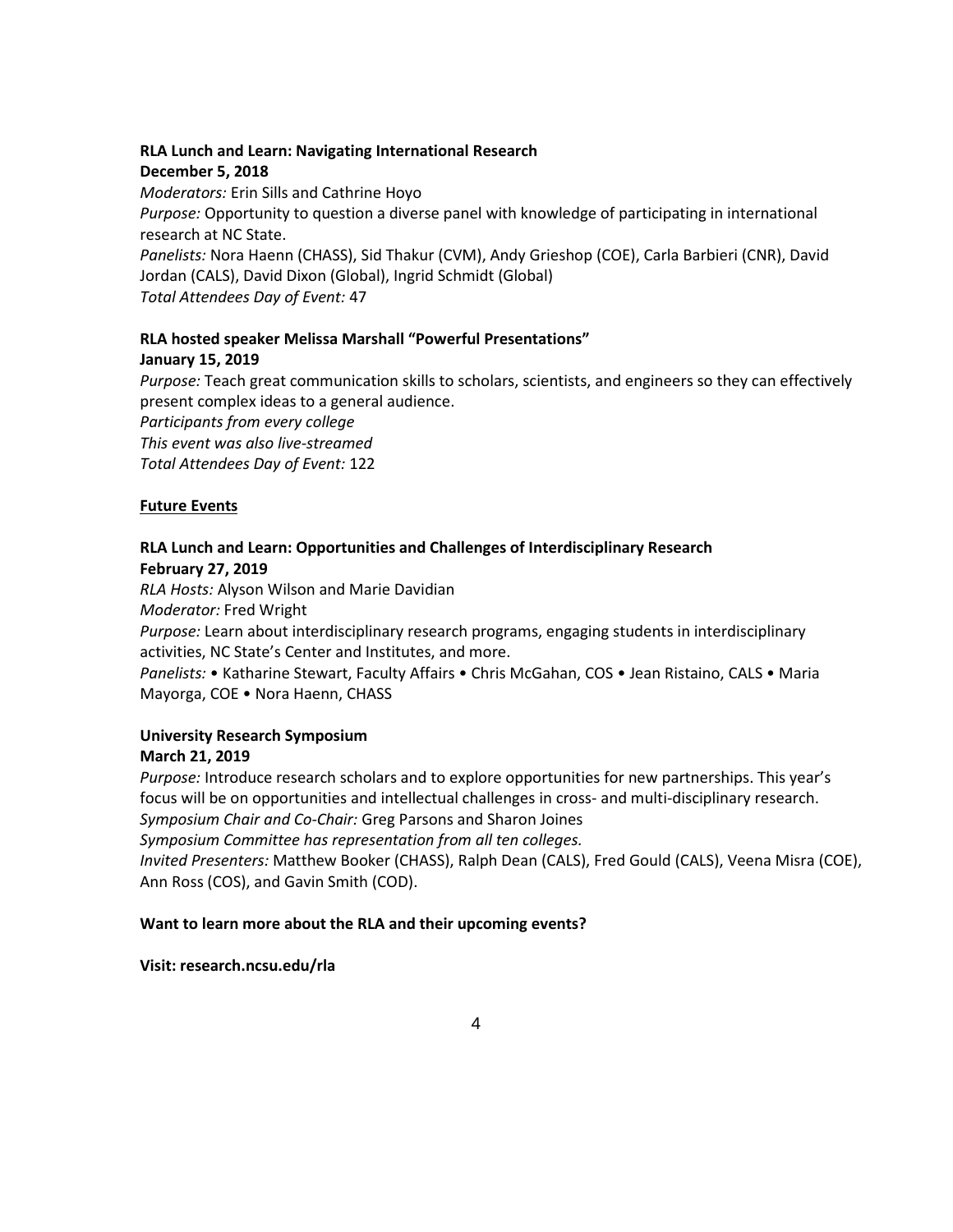**RLA Lunch and Learn: Navigating International Research**
**December 5, 2018**

*Moderators:* Erin Sills and Cathrine Hoyo
*Purpose:* Opportunity to question a diverse panel with knowledge of participating in international research at NC State.
*Panelists:* Nora Haenn (CHASS), Sid Thakur (CVM), Andy Grieshop (COE), Carla Barbieri (CNR), David Jordan (CALS), David Dixon (Global), Ingrid Schmidt (Global)
*Total Attendees Day of Event:* 47

**RLA hosted speaker Melissa Marshall "Powerful Presentations"**
**January 15, 2019**

*Purpose:* Teach great communication skills to scholars, scientists, and engineers so they can effectively present complex ideas to a general audience.
*Participants from every college*
*This event was also live-streamed*
*Total Attendees Day of Event:* 122

## Future Events

**RLA Lunch and Learn: Opportunities and Challenges of Interdisciplinary Research**
**February 27, 2019**

*RLA Hosts:* Alyson Wilson and Marie Davidian
*Moderator:* Fred Wright
*Purpose:* Learn about interdisciplinary research programs, engaging students in interdisciplinary activities, NC State's Center and Institutes, and more.
*Panelists:* • Katharine Stewart, Faculty Affairs • Chris McGahan, COS • Jean Ristaino, CALS • Maria Mayorga, COE • Nora Haenn, CHASS

**University Research Symposium**
**March 21, 2019**

*Purpose:* Introduce research scholars and to explore opportunities for new partnerships. This year's focus will be on opportunities and intellectual challenges in cross- and multi-disciplinary research.
*Symposium Chair and Co-Chair:* Greg Parsons and Sharon Joines
*Symposium Committee has representation from all ten colleges.*
*Invited Presenters:* Matthew Booker (CHASS), Ralph Dean (CALS), Fred Gould (CALS), Veena Misra (COE), Ann Ross (COS), and Gavin Smith (COD).

**Want to learn more about the RLA and their upcoming events?**

**Visit: research.ncsu.edu/rla**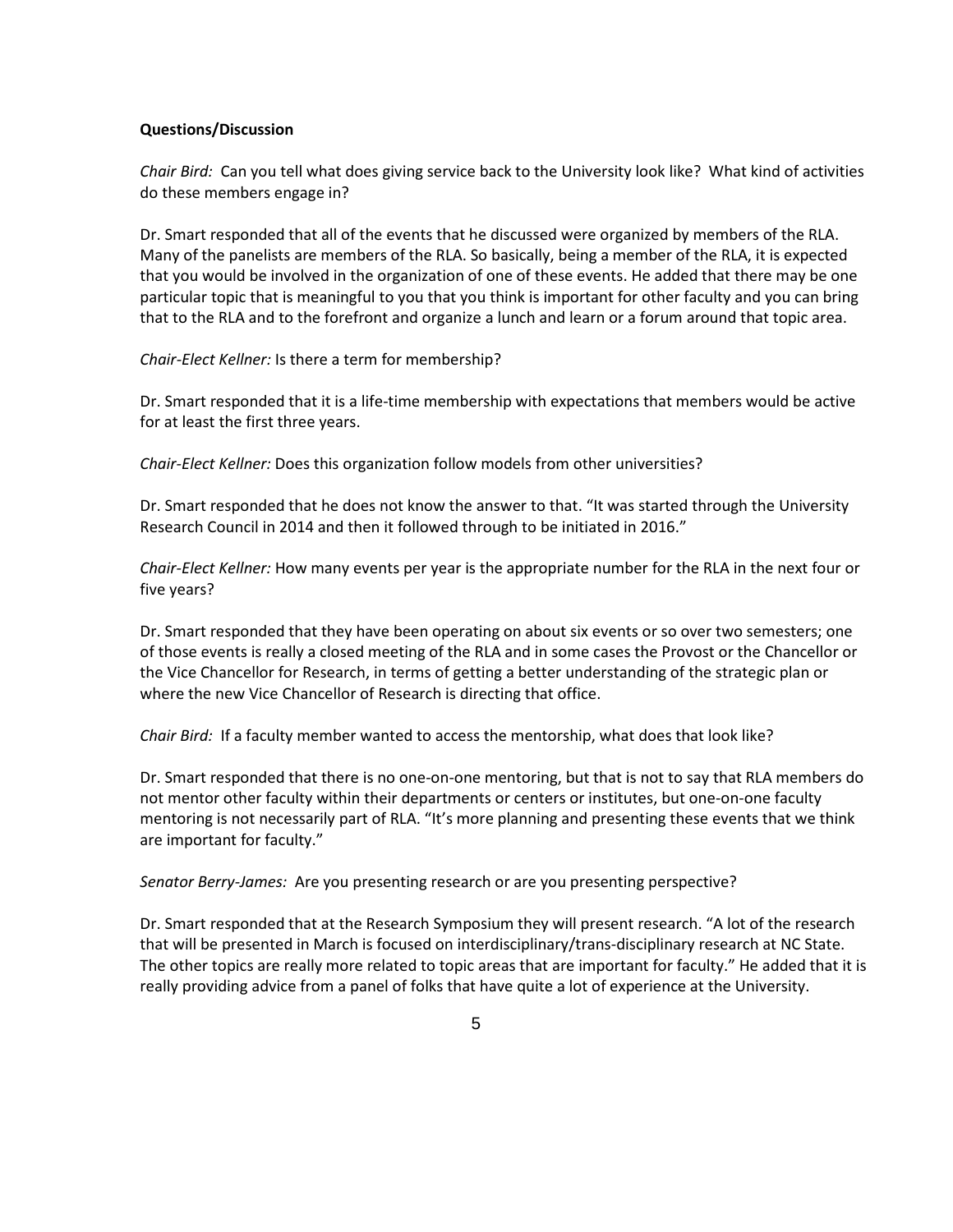**Questions/Discussion**

*Chair Bird:* Can you tell what does giving service back to the University look like? What kind of activities do these members engage in?

Dr. Smart responded that all of the events that he discussed were organized by members of the RLA. Many of the panelists are members of the RLA. So basically, being a member of the RLA, it is expected that you would be involved in the organization of one of these events. He added that there may be one particular topic that is meaningful to you that you think is important for other faculty and you can bring that to the RLA and to the forefront and organize a lunch and learn or a forum around that topic area.

*Chair-Elect Kellner:* Is there a term for membership?

Dr. Smart responded that it is a life-time membership with expectations that members would be active for at least the first three years.

*Chair-Elect Kellner:* Does this organization follow models from other universities?

Dr. Smart responded that he does not know the answer to that. "It was started through the University Research Council in 2014 and then it followed through to be initiated in 2016."

*Chair-Elect Kellner:* How many events per year is the appropriate number for the RLA in the next four or five years?

Dr. Smart responded that they have been operating on about six events or so over two semesters; one of those events is really a closed meeting of the RLA and in some cases the Provost or the Chancellor or the Vice Chancellor for Research, in terms of getting a better understanding of the strategic plan or where the new Vice Chancellor of Research is directing that office.

*Chair Bird:* If a faculty member wanted to access the mentorship, what does that look like?

Dr. Smart responded that there is no one-on-one mentoring, but that is not to say that RLA members do not mentor other faculty within their departments or centers or institutes, but one-on-one faculty mentoring is not necessarily part of RLA. "It's more planning and presenting these events that we think are important for faculty."

*Senator Berry-James:* Are you presenting research or are you presenting perspective?

Dr. Smart responded that at the Research Symposium they will present research. "A lot of the research that will be presented in March is focused on interdisciplinary/trans-disciplinary research at NC State. The other topics are really more related to topic areas that are important for faculty." He added that it is really providing advice from a panel of folks that have quite a lot of experience at the University.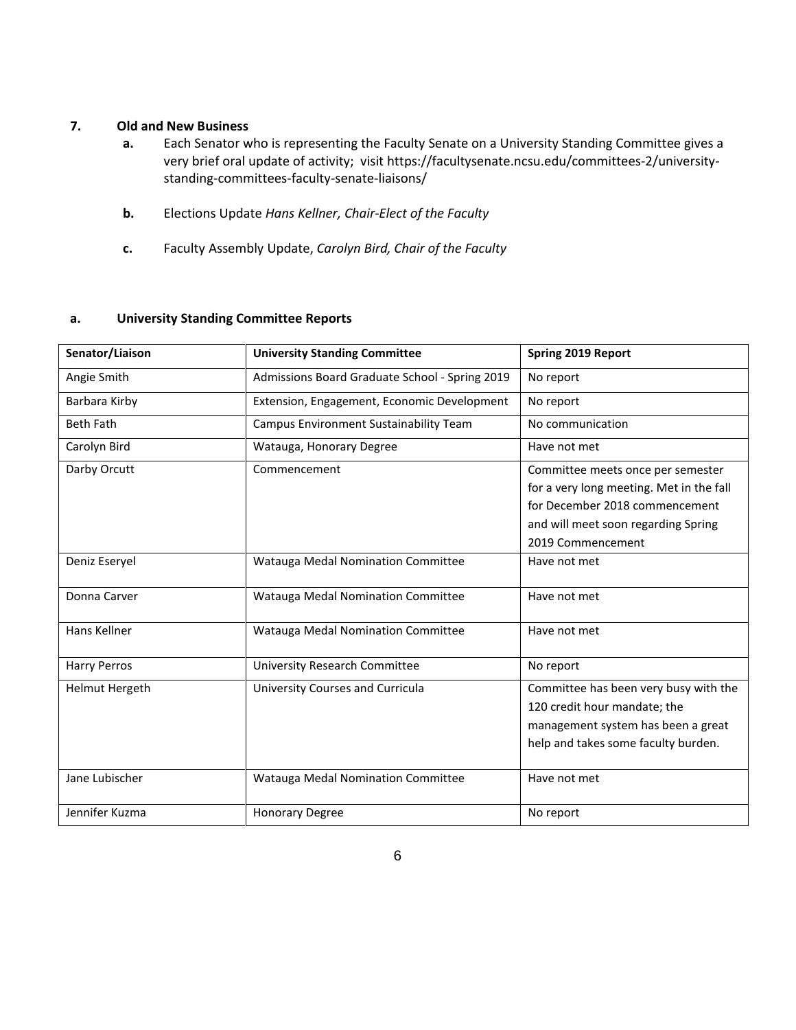**7. Old and New Business**

- **a.** Each Senator who is representing the Faculty Senate on a University Standing Committee gives a very brief oral update of activity; visit https://facultysenate.ncsu.edu/committees-2/university-standing-committees-faculty-senate-liaisons/
- **b.** Elections Update *Hans Kellner, Chair-Elect of the Faculty*
- **c.** Faculty Assembly Update, *Carolyn Bird, Chair of the Faculty*

**a. University Standing Committee Reports**

| Senator/Liaison | University Standing Committee | Spring 2019 Report |
|---|---|---|
| Angie Smith | Admissions Board Graduate School - Spring 2019 | No report |
| Barbara Kirby | Extension, Engagement, Economic Development | No report |
| Beth Fath | Campus Environment Sustainability Team | No communication |
| Carolyn Bird | Watauga, Honorary Degree | Have not met |
| Darby Orcutt | Commencement | Committee meets once per semester for a very long meeting. Met in the fall for December 2018 commencement and will meet soon regarding Spring 2019 Commencement |
| Deniz Eseryel | Watauga Medal Nomination Committee | Have not met |
| Donna Carver | Watauga Medal Nomination Committee | Have not met |
| Hans Kellner | Watauga Medal Nomination Committee | Have not met |
| Harry Perros | University Research Committee | No report |
| Helmut Hergeth | University Courses and Curricula | Committee has been very busy with the 120 credit hour mandate; the management system has been a great help and takes some faculty burden. |
| Jane Lubischer | Watauga Medal Nomination Committee | Have not met |
| Jennifer Kuzma | Honorary Degree | No report |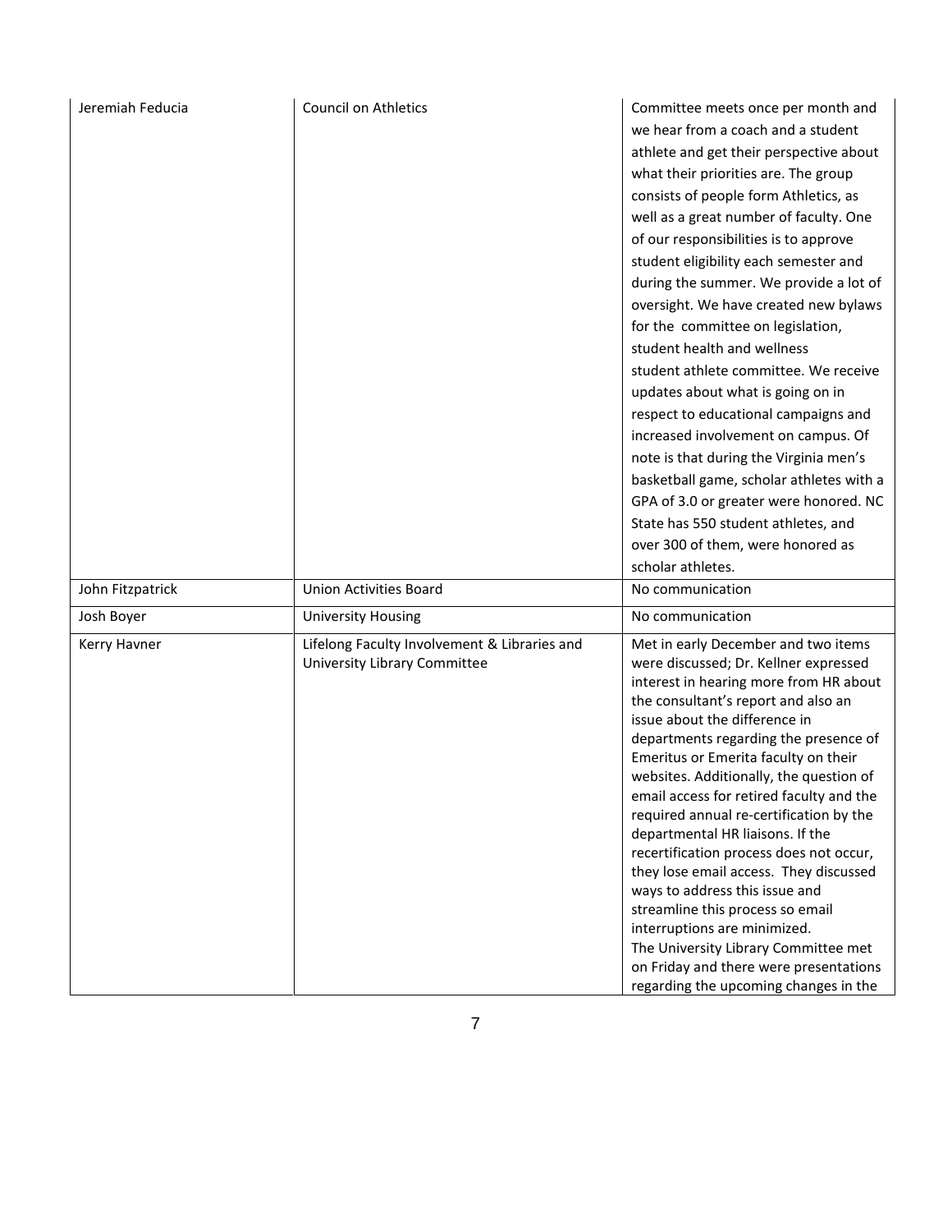| | | |
|---|---|---|
| Jeremiah Feducia | Council on Athletics | Committee meets once per month and we hear from a coach and a student athlete and get their perspective about what their priorities are. The group consists of people form Athletics, as well as a great number of faculty. One of our responsibilities is to approve student eligibility each semester and during the summer. We provide a lot of oversight. We have created new bylaws for the committee on legislation, student health and wellness student athlete committee. We receive updates about what is going on in respect to educational campaigns and increased involvement on campus. Of note is that during the Virginia men's basketball game, scholar athletes with a GPA of 3.0 or greater were honored. NC State has 550 student athletes, and over 300 of them, were honored as scholar athletes. |
| John Fitzpatrick | Union Activities Board | No communication |
| Josh Boyer | University Housing | No communication |
| Kerry Havner | Lifelong Faculty Involvement & Libraries and University Library Committee | Met in early December and two items were discussed; Dr. Kellner expressed interest in hearing more from HR about the consultant's report and also an issue about the difference in departments regarding the presence of Emeritus or Emerita faculty on their websites. Additionally, the question of email access for retired faculty and the required annual re-certification by the departmental HR liaisons. If the recertification process does not occur, they lose email access. They discussed ways to address this issue and streamline this process so email interruptions are minimized. The University Library Committee met on Friday and there were presentations regarding the upcoming changes in the |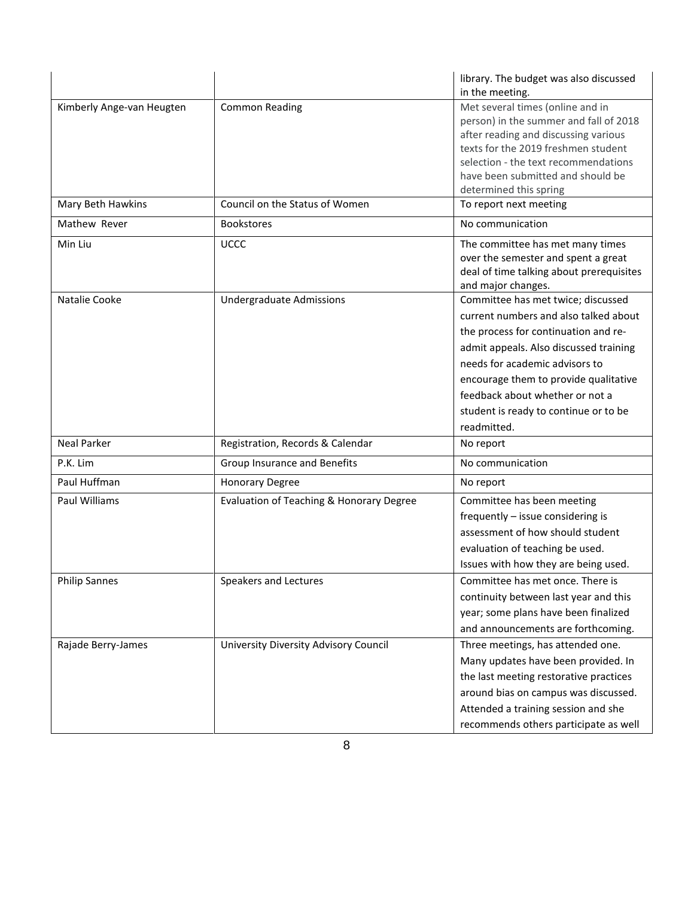| | | library. The budget was also discussed in the meeting. |
|---|---|---|
| Kimberly Ange-van Heugten | Common Reading | Met several times (online and in person) in the summer and fall of 2018 after reading and discussing various texts for the 2019 freshmen student selection - the text recommendations have been submitted and should be determined this spring |
| Mary Beth Hawkins | Council on the Status of Women | To report next meeting |
| Mathew Rever | Bookstores | No communication |
| Min Liu | UCCC | The committee has met many times over the semester and spent a great deal of time talking about prerequisites and major changes. |
| Natalie Cooke | Undergraduate Admissions | Committee has met twice; discussed current numbers and also talked about the process for continuation and re-admit appeals. Also discussed training needs for academic advisors to encourage them to provide qualitative feedback about whether or not a student is ready to continue or to be readmitted. |
| Neal Parker | Registration, Records & Calendar | No report |
| P.K. Lim | Group Insurance and Benefits | No communication |
| Paul Huffman | Honorary Degree | No report |
| Paul Williams | Evaluation of Teaching & Honorary Degree | Committee has been meeting frequently – issue considering is assessment of how should student evaluation of teaching be used. Issues with how they are being used. |
| Philip Sannes | Speakers and Lectures | Committee has met once. There is continuity between last year and this year; some plans have been finalized and announcements are forthcoming. |
| Rajade Berry-James | University Diversity Advisory Council | Three meetings, has attended one. Many updates have been provided. In the last meeting restorative practices around bias on campus was discussed. Attended a training session and she recommends others participate as well |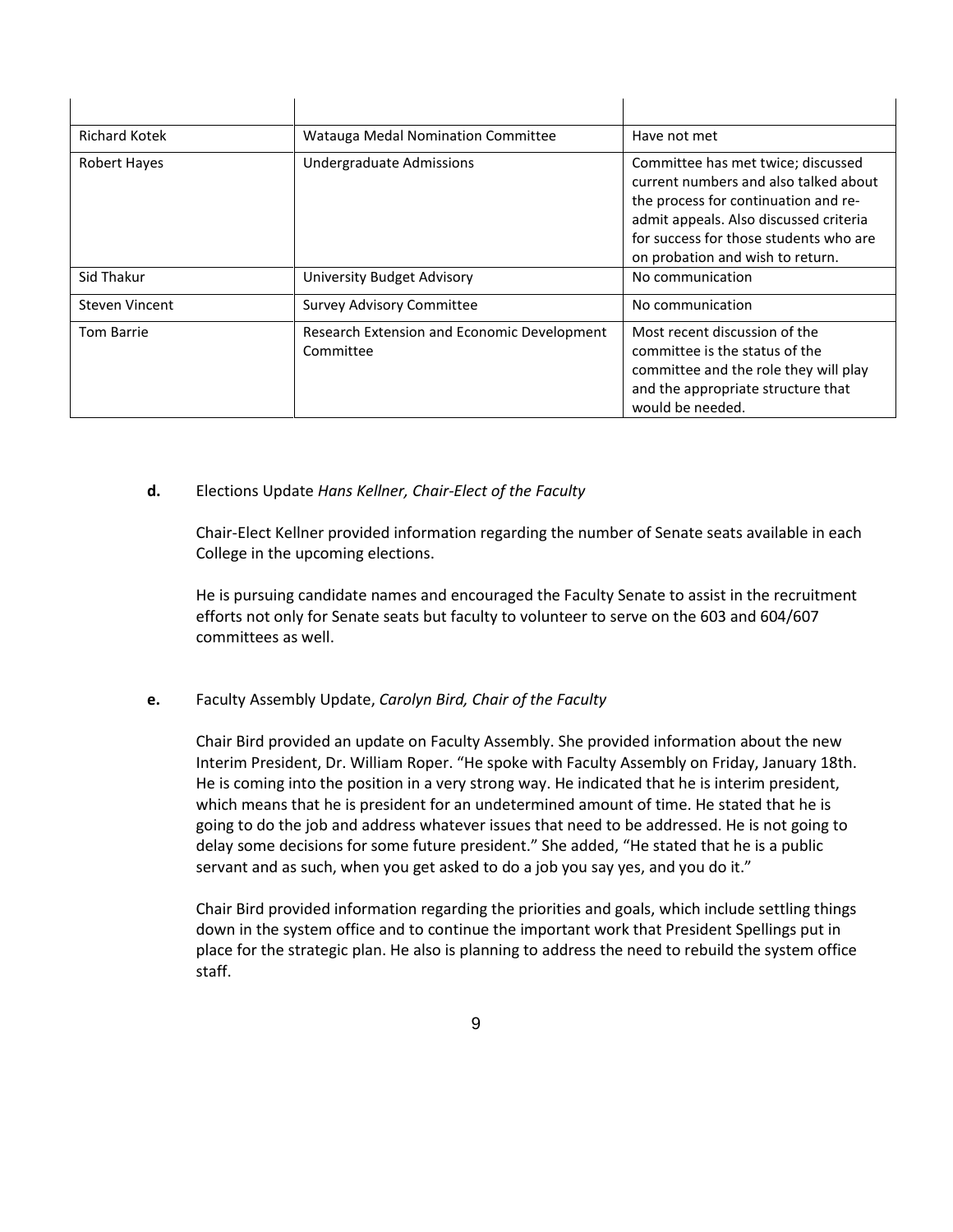| | | |
|---|---|---|
| Richard Kotek | Watauga Medal Nomination Committee | Have not met |
| Robert Hayes | Undergraduate Admissions | Committee has met twice; discussed current numbers and also talked about the process for continuation and re-admit appeals. Also discussed criteria for success for those students who are on probation and wish to return. |
| Sid Thakur | University Budget Advisory | No communication |
| Steven Vincent | Survey Advisory Committee | No communication |
| Tom Barrie | Research Extension and Economic Development Committee | Most recent discussion of the committee is the status of the committee and the role they will play and the appropriate structure that would be needed. |

**d.** Elections Update *Hans Kellner, Chair-Elect of the Faculty*

Chair-Elect Kellner provided information regarding the number of Senate seats available in each College in the upcoming elections.

He is pursuing candidate names and encouraged the Faculty Senate to assist in the recruitment efforts not only for Senate seats but faculty to volunteer to serve on the 603 and 604/607 committees as well.

**e.** Faculty Assembly Update, *Carolyn Bird, Chair of the Faculty*

Chair Bird provided an update on Faculty Assembly. She provided information about the new Interim President, Dr. William Roper. "He spoke with Faculty Assembly on Friday, January 18th. He is coming into the position in a very strong way. He indicated that he is interim president, which means that he is president for an undetermined amount of time. He stated that he is going to do the job and address whatever issues that need to be addressed. He is not going to delay some decisions for some future president." She added, "He stated that he is a public servant and as such, when you get asked to do a job you say yes, and you do it."

Chair Bird provided information regarding the priorities and goals, which include settling things down in the system office and to continue the important work that President Spellings put in place for the strategic plan. He also is planning to address the need to rebuild the system office staff.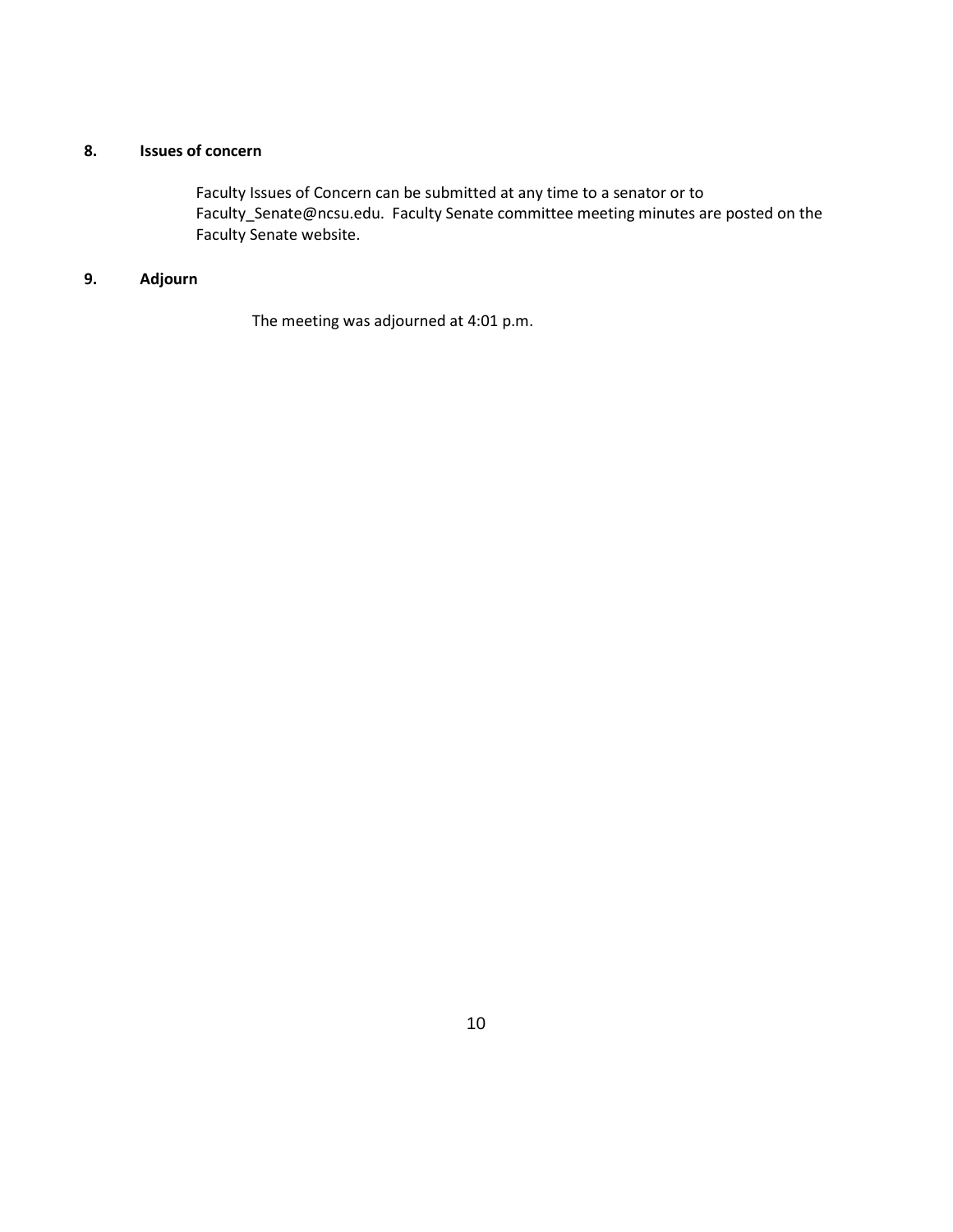### 8. Issues of concern

Faculty Issues of Concern can be submitted at any time to a senator or to Faculty_Senate@ncsu.edu. Faculty Senate committee meeting minutes are posted on the Faculty Senate website.

### 9. Adjourn

The meeting was adjourned at 4:01 p.m.